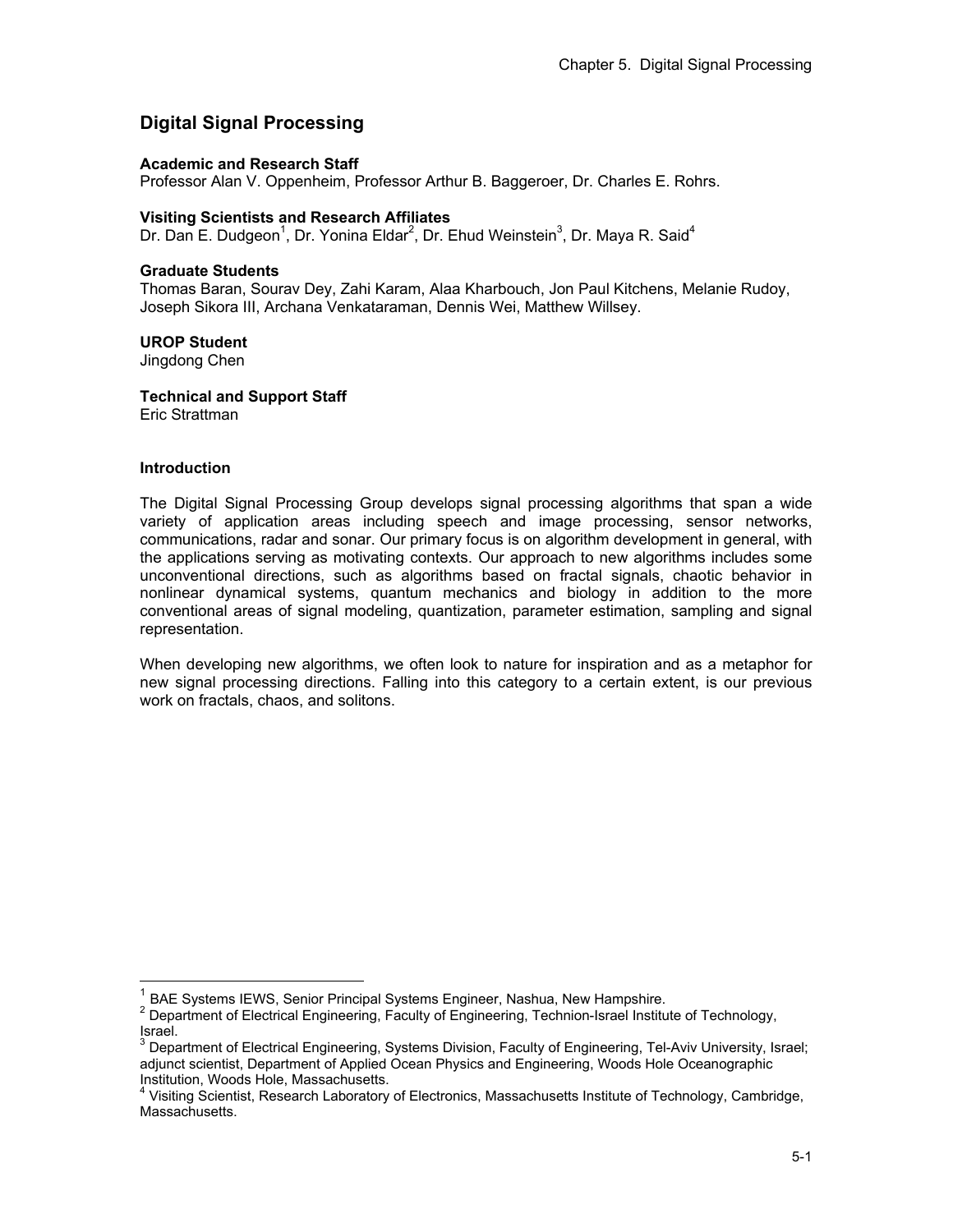# Digital Signal Processing

**Academic and Research Staff**
Professor Alan V. Oppenheim, Professor Arthur B. Baggeroer, Dr. Charles E. Rohrs.

**Visiting Scientists and Research Affiliates**
Dr. Dan E. Dudgeon[1], Dr. Yonina Eldar[2], Dr. Ehud Weinstein[3], Dr. Maya R. Said[4]

**Graduate Students**
Thomas Baran, Sourav Dey, Zahi Karam, Alaa Kharbouch, Jon Paul Kitchens, Melanie Rudoy, Joseph Sikora III, Archana Venkataraman, Dennis Wei, Matthew Willsey.

**UROP Student**
Jingdong Chen

**Technical and Support Staff**
Eric Strattman

**Introduction**

The Digital Signal Processing Group develops signal processing algorithms that span a wide variety of application areas including speech and image processing, sensor networks, communications, radar and sonar. Our primary focus is on algorithm development in general, with the applications serving as motivating contexts. Our approach to new algorithms includes some unconventional directions, such as algorithms based on fractal signals, chaotic behavior in nonlinear dynamical systems, quantum mechanics and biology in addition to the more conventional areas of signal modeling, quantization, parameter estimation, sampling and signal representation.

When developing new algorithms, we often look to nature for inspiration and as a metaphor for new signal processing directions. Falling into this category to a certain extent, is our previous work on fractals, chaos, and solitons.

---

[1] BAE Systems IEWS, Senior Principal Systems Engineer, Nashua, New Hampshire.
[2] Department of Electrical Engineering, Faculty of Engineering, Technion-Israel Institute of Technology, Israel.
[3] Department of Electrical Engineering, Systems Division, Faculty of Engineering, Tel-Aviv University, Israel; adjunct scientist, Department of Applied Ocean Physics and Engineering, Woods Hole Oceanographic Institution, Woods Hole, Massachusetts.
[4] Visiting Scientist, Research Laboratory of Electronics, Massachusetts Institute of Technology, Cambridge, Massachusetts.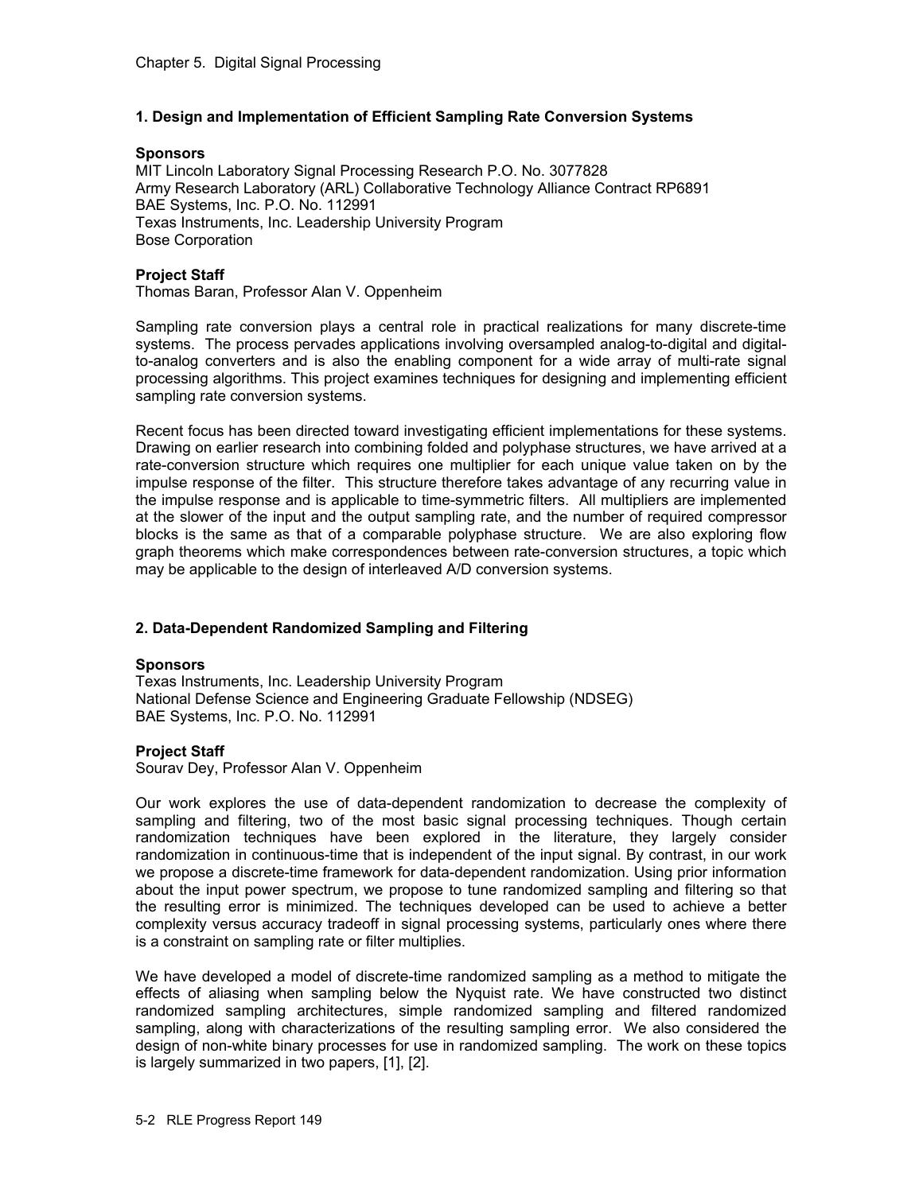## 1. Design and Implementation of Efficient Sampling Rate Conversion Systems

**Sponsors**

MIT Lincoln Laboratory Signal Processing Research P.O. No. 3077828
Army Research Laboratory (ARL) Collaborative Technology Alliance Contract RP6891
BAE Systems, Inc. P.O. No. 112991
Texas Instruments, Inc. Leadership University Program
Bose Corporation

**Project Staff**

Thomas Baran, Professor Alan V. Oppenheim

Sampling rate conversion plays a central role in practical realizations for many discrete-time systems. The process pervades applications involving oversampled analog-to-digital and digital-to-analog converters and is also the enabling component for a wide array of multi-rate signal processing algorithms. This project examines techniques for designing and implementing efficient sampling rate conversion systems.

Recent focus has been directed toward investigating efficient implementations for these systems. Drawing on earlier research into combining folded and polyphase structures, we have arrived at a rate-conversion structure which requires one multiplier for each unique value taken on by the impulse response of the filter. This structure therefore takes advantage of any recurring value in the impulse response and is applicable to time-symmetric filters. All multipliers are implemented at the slower of the input and the output sampling rate, and the number of required compressor blocks is the same as that of a comparable polyphase structure. We are also exploring flow graph theorems which make correspondences between rate-conversion structures, a topic which may be applicable to the design of interleaved A/D conversion systems.

## 2. Data-Dependent Randomized Sampling and Filtering

**Sponsors**

Texas Instruments, Inc. Leadership University Program
National Defense Science and Engineering Graduate Fellowship (NDSEG)
BAE Systems, Inc. P.O. No. 112991

**Project Staff**

Sourav Dey, Professor Alan V. Oppenheim

Our work explores the use of data-dependent randomization to decrease the complexity of sampling and filtering, two of the most basic signal processing techniques. Though certain randomization techniques have been explored in the literature, they largely consider randomization in continuous-time that is independent of the input signal. By contrast, in our work we propose a discrete-time framework for data-dependent randomization. Using prior information about the input power spectrum, we propose to tune randomized sampling and filtering so that the resulting error is minimized. The techniques developed can be used to achieve a better complexity versus accuracy tradeoff in signal processing systems, particularly ones where there is a constraint on sampling rate or filter multiplies.

We have developed a model of discrete-time randomized sampling as a method to mitigate the effects of aliasing when sampling below the Nyquist rate. We have constructed two distinct randomized sampling architectures, simple randomized sampling and filtered randomized sampling, along with characterizations of the resulting sampling error. We also considered the design of non-white binary processes for use in randomized sampling. The work on these topics is largely summarized in two papers, [1], [2].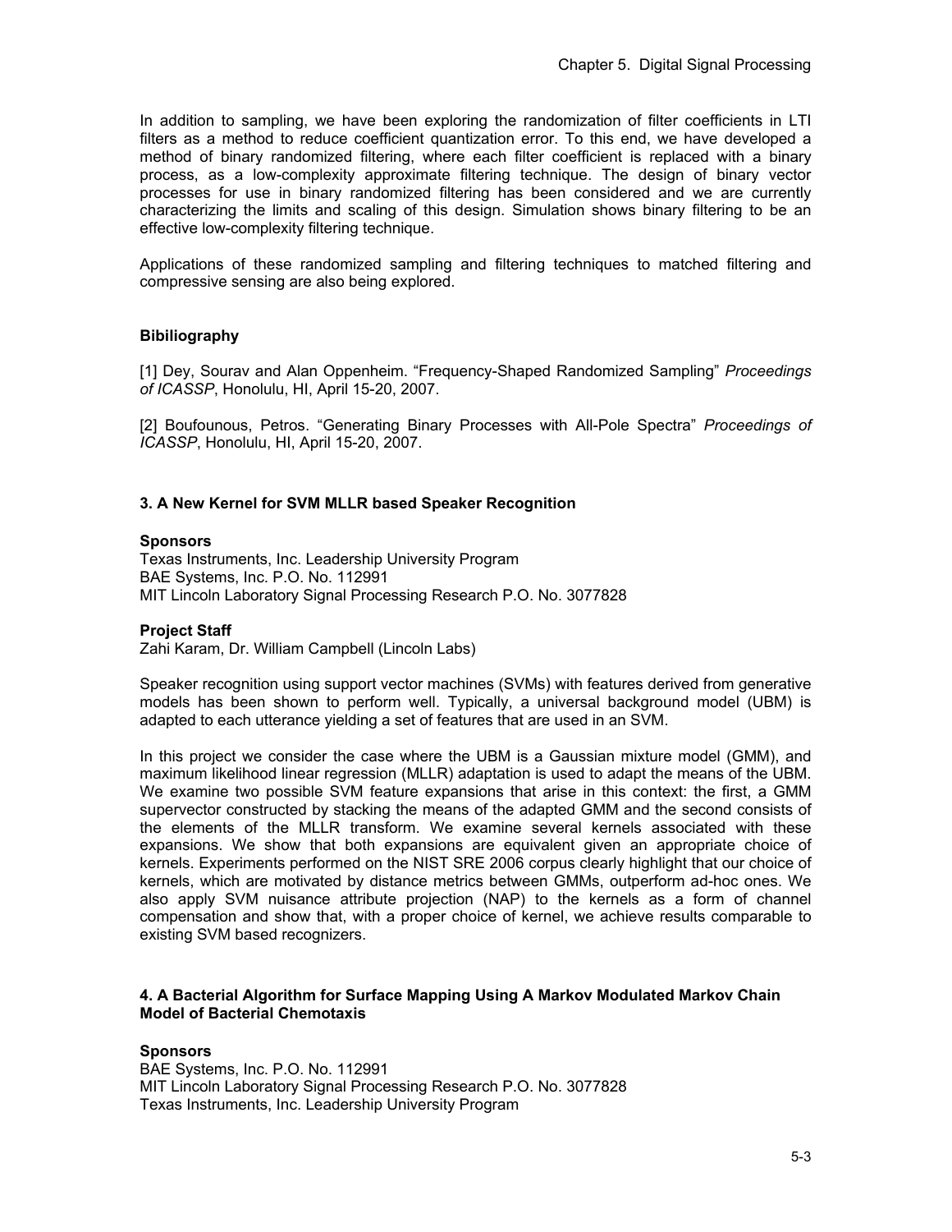In addition to sampling, we have been exploring the randomization of filter coefficients in LTI filters as a method to reduce coefficient quantization error. To this end, we have developed a method of binary randomized filtering, where each filter coefficient is replaced with a binary process, as a low-complexity approximate filtering technique. The design of binary vector processes for use in binary randomized filtering has been considered and we are currently characterizing the limits and scaling of this design. Simulation shows binary filtering to be an effective low-complexity filtering technique.

Applications of these randomized sampling and filtering techniques to matched filtering and compressive sensing are also being explored.

**Bibiliography**

[1] Dey, Sourav and Alan Oppenheim. "Frequency-Shaped Randomized Sampling" *Proceedings of ICASSP*, Honolulu, HI, April 15-20, 2007.

[2] Boufounous, Petros. "Generating Binary Processes with All-Pole Spectra" *Proceedings of ICASSP*, Honolulu, HI, April 15-20, 2007.

### 3. A New Kernel for SVM MLLR based Speaker Recognition

**Sponsors**
Texas Instruments, Inc. Leadership University Program
BAE Systems, Inc. P.O. No. 112991
MIT Lincoln Laboratory Signal Processing Research P.O. No. 3077828

**Project Staff**
Zahi Karam, Dr. William Campbell (Lincoln Labs)

Speaker recognition using support vector machines (SVMs) with features derived from generative models has been shown to perform well. Typically, a universal background model (UBM) is adapted to each utterance yielding a set of features that are used in an SVM.

In this project we consider the case where the UBM is a Gaussian mixture model (GMM), and maximum likelihood linear regression (MLLR) adaptation is used to adapt the means of the UBM. We examine two possible SVM feature expansions that arise in this context: the first, a GMM supervector constructed by stacking the means of the adapted GMM and the second consists of the elements of the MLLR transform. We examine several kernels associated with these expansions. We show that both expansions are equivalent given an appropriate choice of kernels. Experiments performed on the NIST SRE 2006 corpus clearly highlight that our choice of kernels, which are motivated by distance metrics between GMMs, outperform ad-hoc ones. We also apply SVM nuisance attribute projection (NAP) to the kernels as a form of channel compensation and show that, with a proper choice of kernel, we achieve results comparable to existing SVM based recognizers.

### 4. A Bacterial Algorithm for Surface Mapping Using A Markov Modulated Markov Chain Model of Bacterial Chemotaxis

**Sponsors**
BAE Systems, Inc. P.O. No. 112991
MIT Lincoln Laboratory Signal Processing Research P.O. No. 3077828
Texas Instruments, Inc. Leadership University Program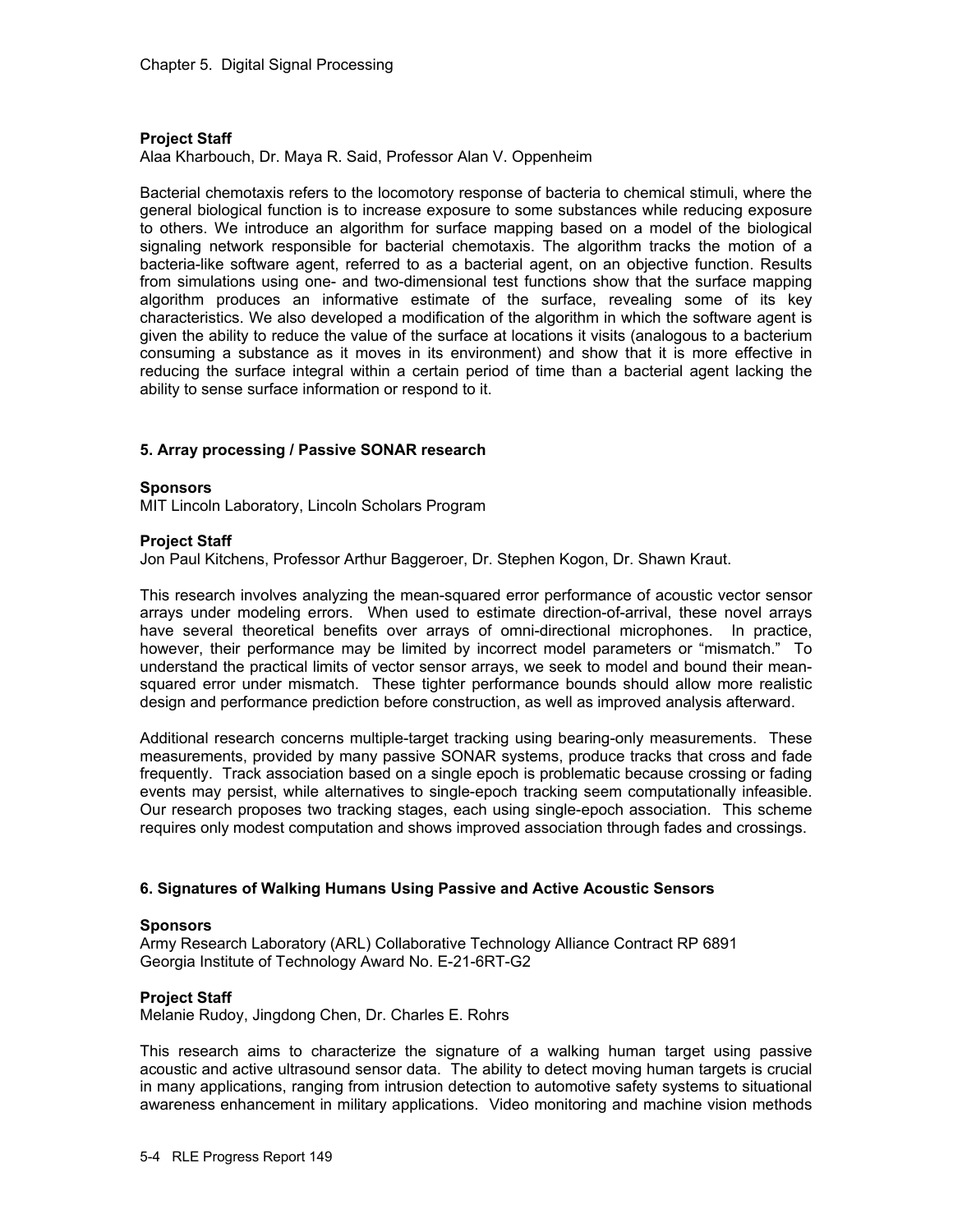**Project Staff**
Alaa Kharbouch, Dr. Maya R. Said, Professor Alan V. Oppenheim

Bacterial chemotaxis refers to the locomotory response of bacteria to chemical stimuli, where the general biological function is to increase exposure to some substances while reducing exposure to others. We introduce an algorithm for surface mapping based on a model of the biological signaling network responsible for bacterial chemotaxis. The algorithm tracks the motion of a bacteria-like software agent, referred to as a bacterial agent, on an objective function. Results from simulations using one- and two-dimensional test functions show that the surface mapping algorithm produces an informative estimate of the surface, revealing some of its key characteristics. We also developed a modification of the algorithm in which the software agent is given the ability to reduce the value of the surface at locations it visits (analogous to a bacterium consuming a substance as it moves in its environment) and show that it is more effective in reducing the surface integral within a certain period of time than a bacterial agent lacking the ability to sense surface information or respond to it.

### 5. Array processing / Passive SONAR research

**Sponsors**
MIT Lincoln Laboratory, Lincoln Scholars Program

**Project Staff**
Jon Paul Kitchens, Professor Arthur Baggeroer, Dr. Stephen Kogon, Dr. Shawn Kraut.

This research involves analyzing the mean-squared error performance of acoustic vector sensor arrays under modeling errors. When used to estimate direction-of-arrival, these novel arrays have several theoretical benefits over arrays of omni-directional microphones. In practice, however, their performance may be limited by incorrect model parameters or "mismatch." To understand the practical limits of vector sensor arrays, we seek to model and bound their mean-squared error under mismatch. These tighter performance bounds should allow more realistic design and performance prediction before construction, as well as improved analysis afterward.

Additional research concerns multiple-target tracking using bearing-only measurements. These measurements, provided by many passive SONAR systems, produce tracks that cross and fade frequently. Track association based on a single epoch is problematic because crossing or fading events may persist, while alternatives to single-epoch tracking seem computationally infeasible. Our research proposes two tracking stages, each using single-epoch association. This scheme requires only modest computation and shows improved association through fades and crossings.

### 6. Signatures of Walking Humans Using Passive and Active Acoustic Sensors

**Sponsors**
Army Research Laboratory (ARL) Collaborative Technology Alliance Contract RP 6891
Georgia Institute of Technology Award No. E-21-6RT-G2

**Project Staff**
Melanie Rudoy, Jingdong Chen, Dr. Charles E. Rohrs

This research aims to characterize the signature of a walking human target using passive acoustic and active ultrasound sensor data. The ability to detect moving human targets is crucial in many applications, ranging from intrusion detection to automotive safety systems to situational awareness enhancement in military applications. Video monitoring and machine vision methods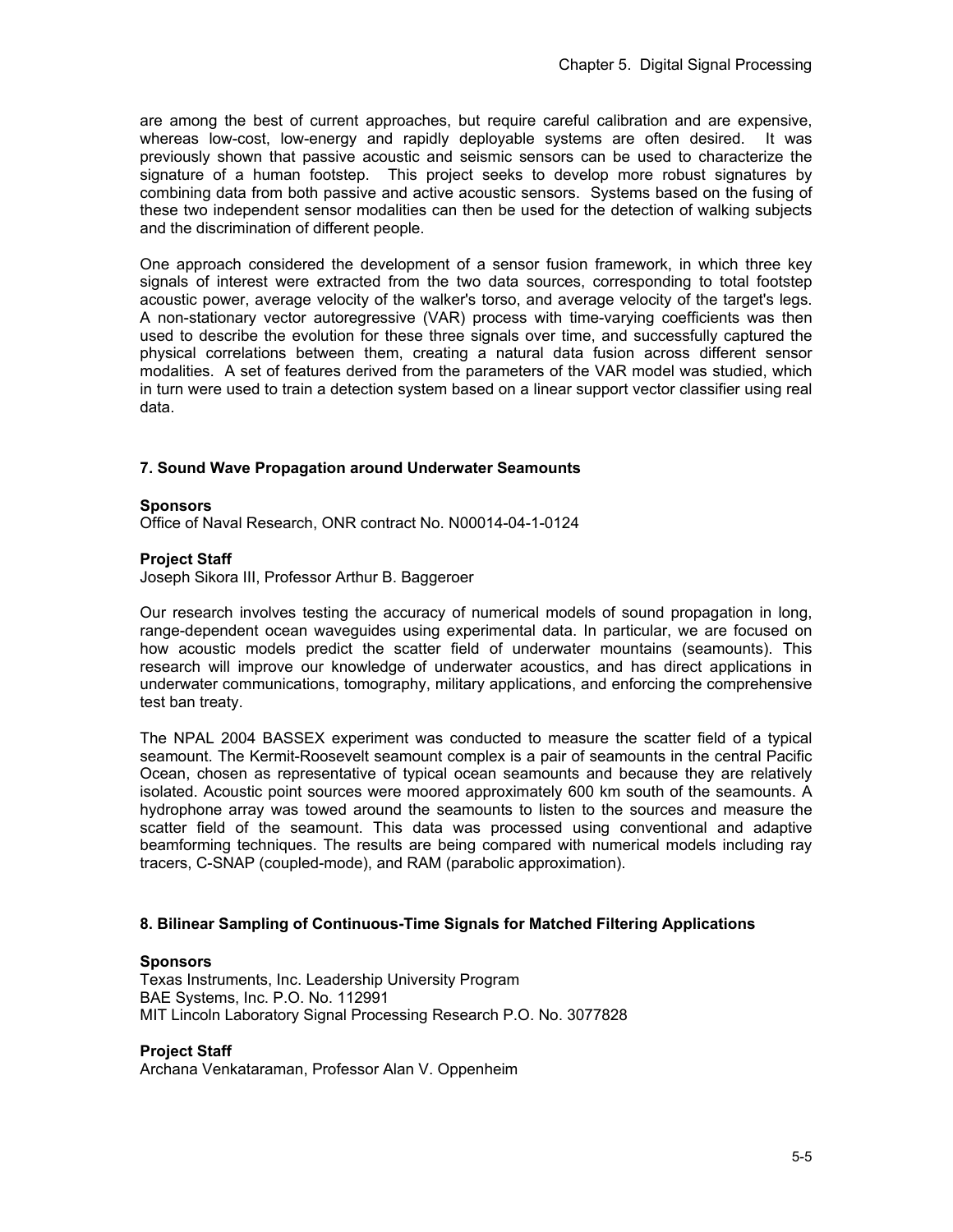are among the best of current approaches, but require careful calibration and are expensive, whereas low-cost, low-energy and rapidly deployable systems are often desired. It was previously shown that passive acoustic and seismic sensors can be used to characterize the signature of a human footstep. This project seeks to develop more robust signatures by combining data from both passive and active acoustic sensors. Systems based on the fusing of these two independent sensor modalities can then be used for the detection of walking subjects and the discrimination of different people.

One approach considered the development of a sensor fusion framework, in which three key signals of interest were extracted from the two data sources, corresponding to total footstep acoustic power, average velocity of the walker's torso, and average velocity of the target's legs. A non-stationary vector autoregressive (VAR) process with time-varying coefficients was then used to describe the evolution for these three signals over time, and successfully captured the physical correlations between them, creating a natural data fusion across different sensor modalities. A set of features derived from the parameters of the VAR model was studied, which in turn were used to train a detection system based on a linear support vector classifier using real data.

### 7. Sound Wave Propagation around Underwater Seamounts

**Sponsors**
Office of Naval Research, ONR contract No. N00014-04-1-0124

**Project Staff**
Joseph Sikora III, Professor Arthur B. Baggeroer

Our research involves testing the accuracy of numerical models of sound propagation in long, range-dependent ocean waveguides using experimental data. In particular, we are focused on how acoustic models predict the scatter field of underwater mountains (seamounts). This research will improve our knowledge of underwater acoustics, and has direct applications in underwater communications, tomography, military applications, and enforcing the comprehensive test ban treaty.

The NPAL 2004 BASSEX experiment was conducted to measure the scatter field of a typical seamount. The Kermit-Roosevelt seamount complex is a pair of seamounts in the central Pacific Ocean, chosen as representative of typical ocean seamounts and because they are relatively isolated. Acoustic point sources were moored approximately 600 km south of the seamounts. A hydrophone array was towed around the seamounts to listen to the sources and measure the scatter field of the seamount. This data was processed using conventional and adaptive beamforming techniques. The results are being compared with numerical models including ray tracers, C-SNAP (coupled-mode), and RAM (parabolic approximation).

### 8. Bilinear Sampling of Continuous-Time Signals for Matched Filtering Applications

**Sponsors**
Texas Instruments, Inc. Leadership University Program
BAE Systems, Inc. P.O. No. 112991
MIT Lincoln Laboratory Signal Processing Research P.O. No. 3077828

**Project Staff**
Archana Venkataraman, Professor Alan V. Oppenheim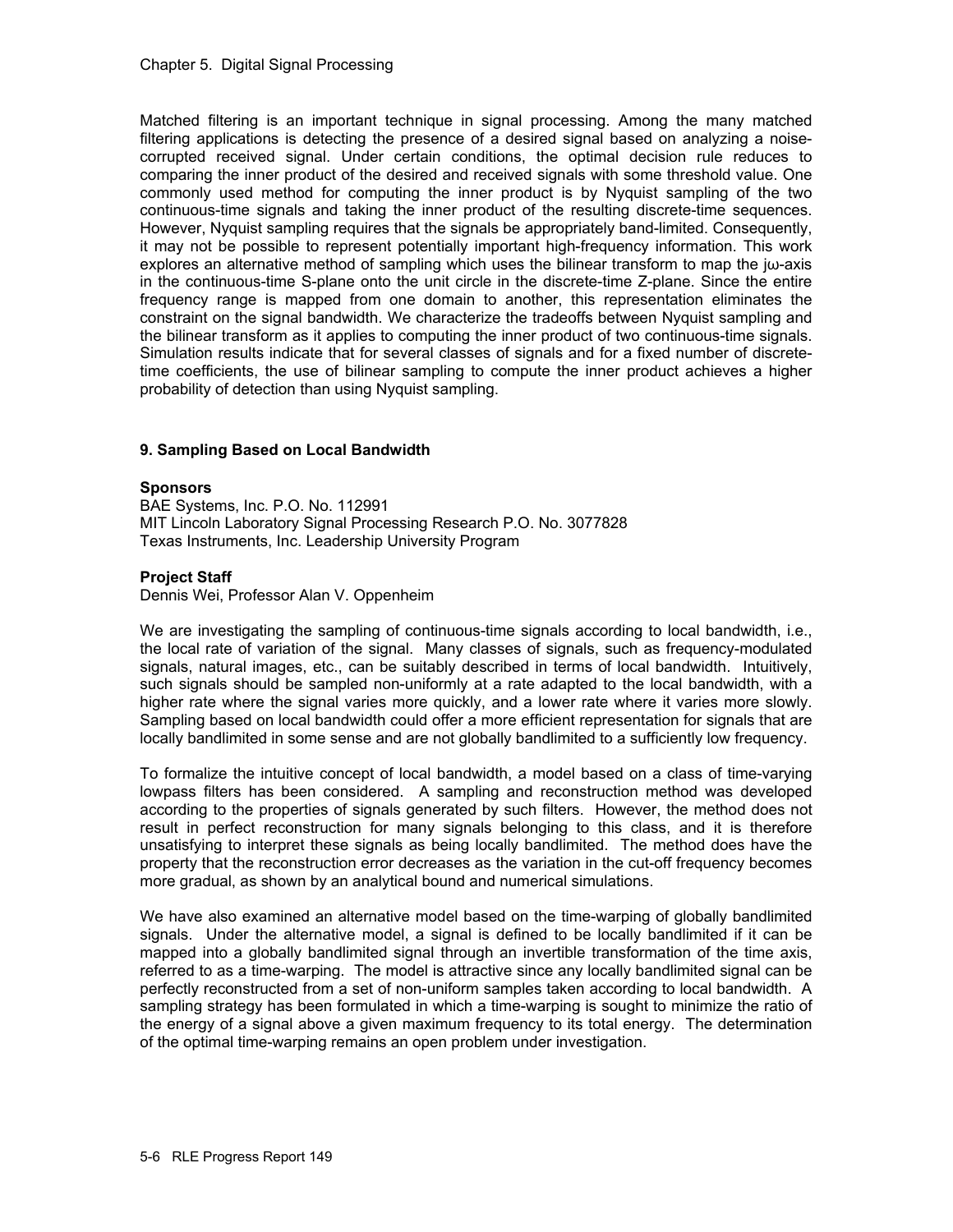Matched filtering is an important technique in signal processing. Among the many matched filtering applications is detecting the presence of a desired signal based on analyzing a noise-corrupted received signal. Under certain conditions, the optimal decision rule reduces to comparing the inner product of the desired and received signals with some threshold value. One commonly used method for computing the inner product is by Nyquist sampling of the two continuous-time signals and taking the inner product of the resulting discrete-time sequences. However, Nyquist sampling requires that the signals be appropriately band-limited. Consequently, it may not be possible to represent potentially important high-frequency information. This work explores an alternative method of sampling which uses the bilinear transform to map the $j\omega$-axis in the continuous-time S-plane onto the unit circle in the discrete-time Z-plane. Since the entire frequency range is mapped from one domain to another, this representation eliminates the constraint on the signal bandwidth. We characterize the tradeoffs between Nyquist sampling and the bilinear transform as it applies to computing the inner product of two continuous-time signals. Simulation results indicate that for several classes of signals and for a fixed number of discrete-time coefficients, the use of bilinear sampling to compute the inner product achieves a higher probability of detection than using Nyquist sampling.

### 9. Sampling Based on Local Bandwidth

**Sponsors**
BAE Systems, Inc. P.O. No. 112991
MIT Lincoln Laboratory Signal Processing Research P.O. No. 3077828
Texas Instruments, Inc. Leadership University Program

**Project Staff**
Dennis Wei, Professor Alan V. Oppenheim

We are investigating the sampling of continuous-time signals according to local bandwidth, i.e., the local rate of variation of the signal. Many classes of signals, such as frequency-modulated signals, natural images, etc., can be suitably described in terms of local bandwidth. Intuitively, such signals should be sampled non-uniformly at a rate adapted to the local bandwidth, with a higher rate where the signal varies more quickly, and a lower rate where it varies more slowly. Sampling based on local bandwidth could offer a more efficient representation for signals that are locally bandlimited in some sense and are not globally bandlimited to a sufficiently low frequency.

To formalize the intuitive concept of local bandwidth, a model based on a class of time-varying lowpass filters has been considered. A sampling and reconstruction method was developed according to the properties of signals generated by such filters. However, the method does not result in perfect reconstruction for many signals belonging to this class, and it is therefore unsatisfying to interpret these signals as being locally bandlimited. The method does have the property that the reconstruction error decreases as the variation in the cut-off frequency becomes more gradual, as shown by an analytical bound and numerical simulations.

We have also examined an alternative model based on the time-warping of globally bandlimited signals. Under the alternative model, a signal is defined to be locally bandlimited if it can be mapped into a globally bandlimited signal through an invertible transformation of the time axis, referred to as a time-warping. The model is attractive since any locally bandlimited signal can be perfectly reconstructed from a set of non-uniform samples taken according to local bandwidth. A sampling strategy has been formulated in which a time-warping is sought to minimize the ratio of the energy of a signal above a given maximum frequency to its total energy. The determination of the optimal time-warping remains an open problem under investigation.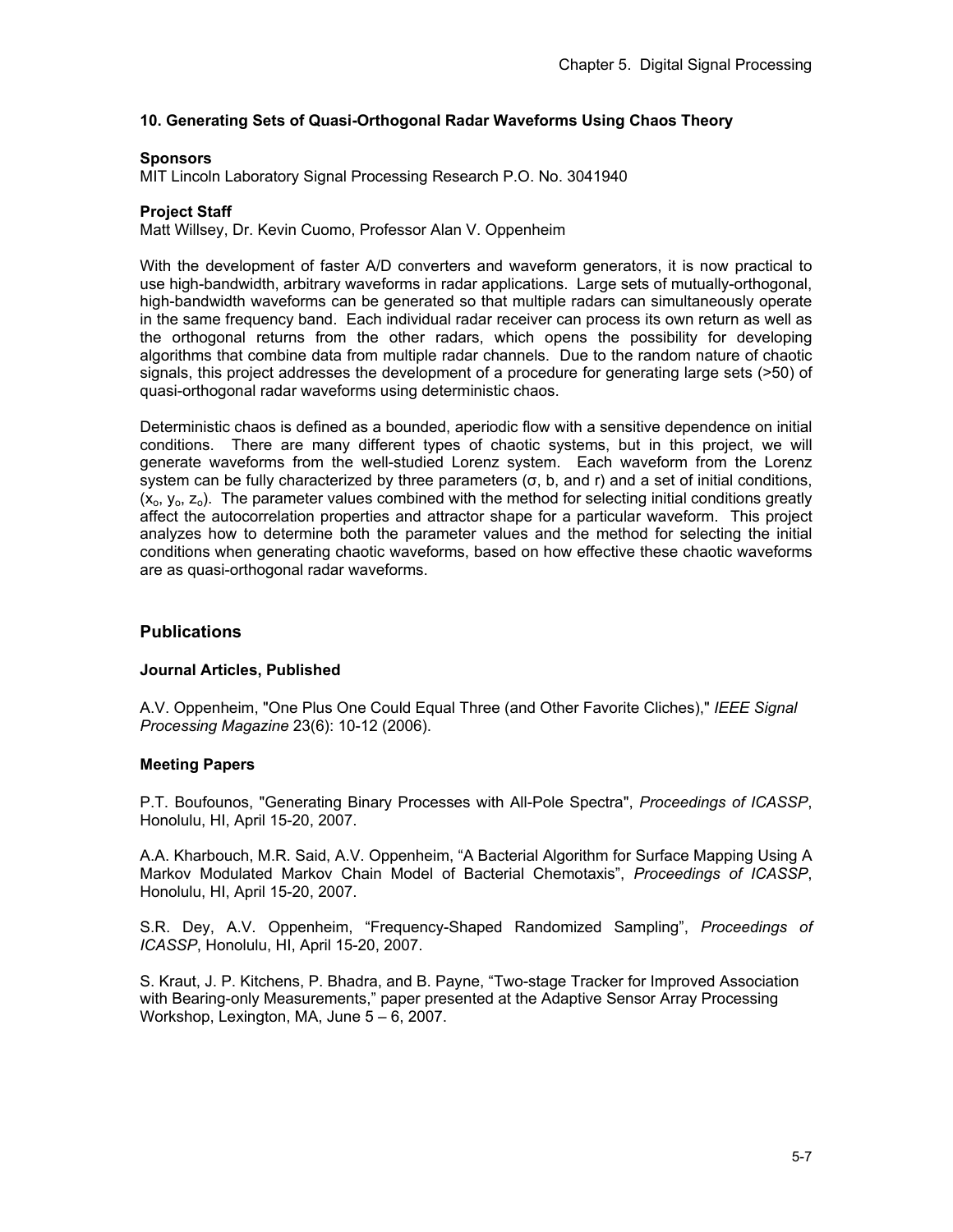### 10. Generating Sets of Quasi-Orthogonal Radar Waveforms Using Chaos Theory

**Sponsors**

MIT Lincoln Laboratory Signal Processing Research P.O. No. 3041940

**Project Staff**

Matt Willsey, Dr. Kevin Cuomo, Professor Alan V. Oppenheim

With the development of faster A/D converters and waveform generators, it is now practical to use high-bandwidth, arbitrary waveforms in radar applications. Large sets of mutually-orthogonal, high-bandwidth waveforms can be generated so that multiple radars can simultaneously operate in the same frequency band. Each individual radar receiver can process its own return as well as the orthogonal returns from the other radars, which opens the possibility for developing algorithms that combine data from multiple radar channels. Due to the random nature of chaotic signals, this project addresses the development of a procedure for generating large sets (>50) of quasi-orthogonal radar waveforms using deterministic chaos.

Deterministic chaos is defined as a bounded, aperiodic flow with a sensitive dependence on initial conditions. There are many different types of chaotic systems, but in this project, we will generate waveforms from the well-studied Lorenz system. Each waveform from the Lorenz system can be fully characterized by three parameters ($\sigma$, b, and r) and a set of initial conditions, ($x_o$, $y_o$, $z_o$). The parameter values combined with the method for selecting initial conditions greatly affect the autocorrelation properties and attractor shape for a particular waveform. This project analyzes how to determine both the parameter values and the method for selecting the initial conditions when generating chaotic waveforms, based on how effective these chaotic waveforms are as quasi-orthogonal radar waveforms.

## Publications

### Journal Articles, Published

A.V. Oppenheim, "One Plus One Could Equal Three (and Other Favorite Cliches)," *IEEE Signal Processing Magazine* 23(6): 10-12 (2006).

### Meeting Papers

P.T. Boufounos, "Generating Binary Processes with All-Pole Spectra", *Proceedings of ICASSP*, Honolulu, HI, April 15-20, 2007.

A.A. Kharbouch, M.R. Said, A.V. Oppenheim, "A Bacterial Algorithm for Surface Mapping Using A Markov Modulated Markov Chain Model of Bacterial Chemotaxis", *Proceedings of ICASSP*, Honolulu, HI, April 15-20, 2007.

S.R. Dey, A.V. Oppenheim, "Frequency-Shaped Randomized Sampling", *Proceedings of ICASSP*, Honolulu, HI, April 15-20, 2007.

S. Kraut, J. P. Kitchens, P. Bhadra, and B. Payne, "Two-stage Tracker for Improved Association with Bearing-only Measurements," paper presented at the Adaptive Sensor Array Processing Workshop, Lexington, MA, June 5 – 6, 2007.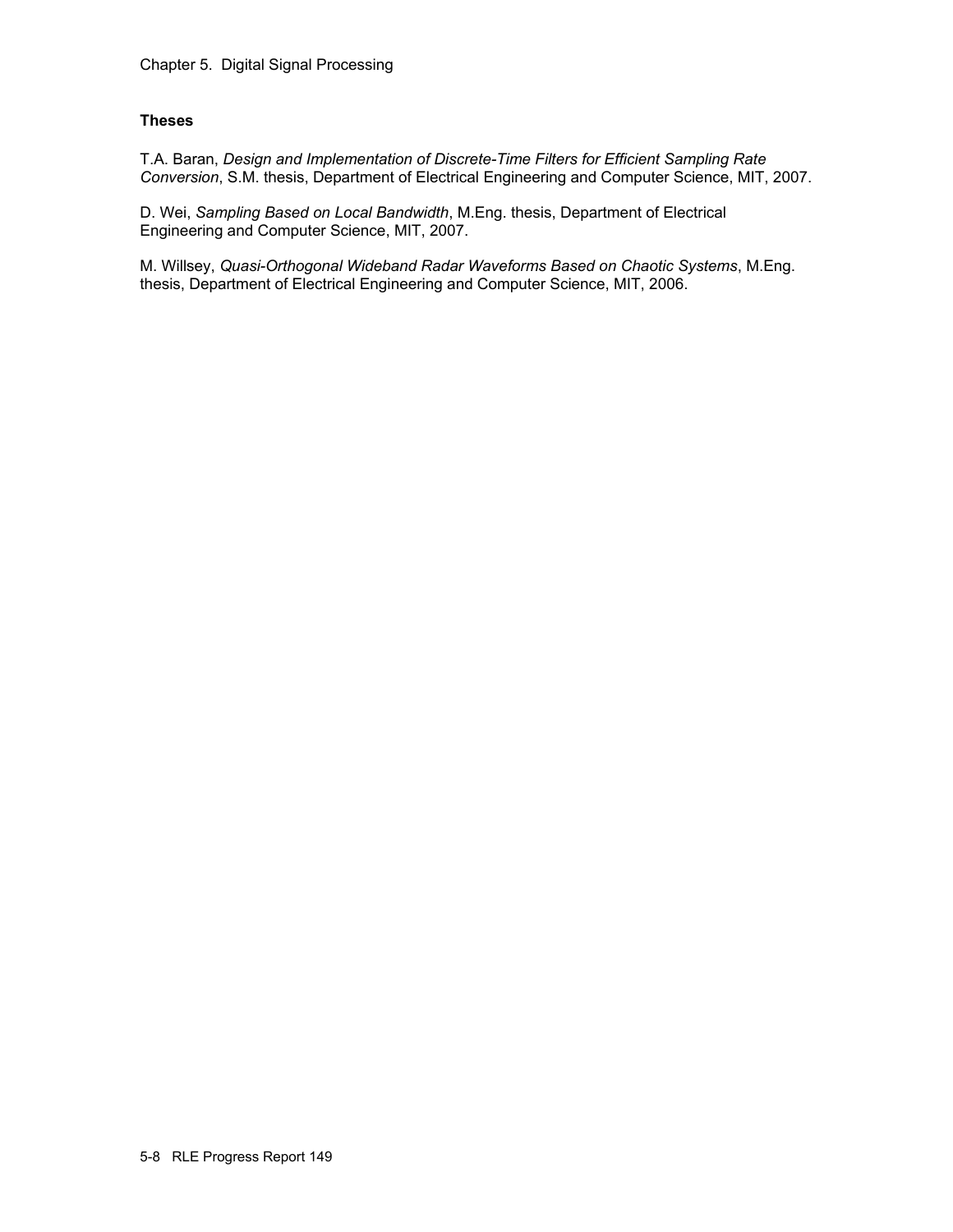### Theses

T.A. Baran, *Design and Implementation of Discrete-Time Filters for Efficient Sampling Rate Conversion*, S.M. thesis, Department of Electrical Engineering and Computer Science, MIT, 2007.

D. Wei, *Sampling Based on Local Bandwidth*, M.Eng. thesis, Department of Electrical Engineering and Computer Science, MIT, 2007.

M. Willsey, *Quasi-Orthogonal Wideband Radar Waveforms Based on Chaotic Systems*, M.Eng. thesis, Department of Electrical Engineering and Computer Science, MIT, 2006.